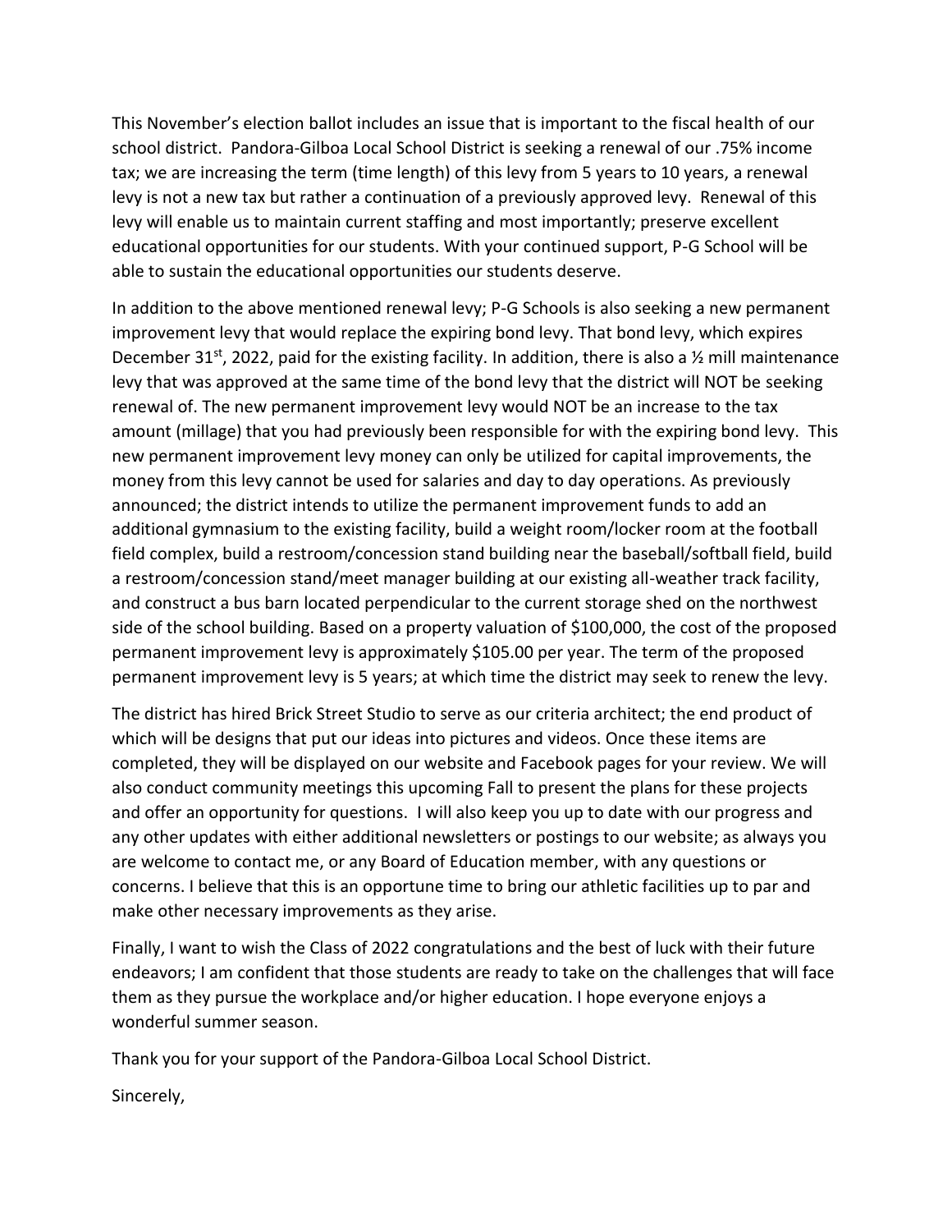This November's election ballot includes an issue that is important to the fiscal health of our school district. Pandora-Gilboa Local School District is seeking a renewal of our .75% income tax; we are increasing the term (time length) of this levy from 5 years to 10 years, a renewal levy is not a new tax but rather a continuation of a previously approved levy. Renewal of this levy will enable us to maintain current staffing and most importantly; preserve excellent educational opportunities for our students. With your continued support, P-G School will be able to sustain the educational opportunities our students deserve.

In addition to the above mentioned renewal levy; P-G Schools is also seeking a new permanent improvement levy that would replace the expiring bond levy. That bond levy, which expires December 31st, 2022, paid for the existing facility. In addition, there is also a ½ mill maintenance levy that was approved at the same time of the bond levy that the district will NOT be seeking renewal of. The new permanent improvement levy would NOT be an increase to the tax amount (millage) that you had previously been responsible for with the expiring bond levy. This new permanent improvement levy money can only be utilized for capital improvements, the money from this levy cannot be used for salaries and day to day operations. As previously announced; the district intends to utilize the permanent improvement funds to add an additional gymnasium to the existing facility, build a weight room/locker room at the football field complex, build a restroom/concession stand building near the baseball/softball field, build a restroom/concession stand/meet manager building at our existing all-weather track facility, and construct a bus barn located perpendicular to the current storage shed on the northwest side of the school building. Based on a property valuation of $100,000, the cost of the proposed permanent improvement levy is approximately $105.00 per year. The term of the proposed permanent improvement levy is 5 years; at which time the district may seek to renew the levy.

The district has hired Brick Street Studio to serve as our criteria architect; the end product of which will be designs that put our ideas into pictures and videos. Once these items are completed, they will be displayed on our website and Facebook pages for your review. We will also conduct community meetings this upcoming Fall to present the plans for these projects and offer an opportunity for questions. I will also keep you up to date with our progress and any other updates with either additional newsletters or postings to our website; as always you are welcome to contact me, or any Board of Education member, with any questions or concerns. I believe that this is an opportune time to bring our athletic facilities up to par and make other necessary improvements as they arise.

Finally, I want to wish the Class of 2022 congratulations and the best of luck with their future endeavors; I am confident that those students are ready to take on the challenges that will face them as they pursue the workplace and/or higher education. I hope everyone enjoys a wonderful summer season.

Thank you for your support of the Pandora-Gilboa Local School District.

Sincerely,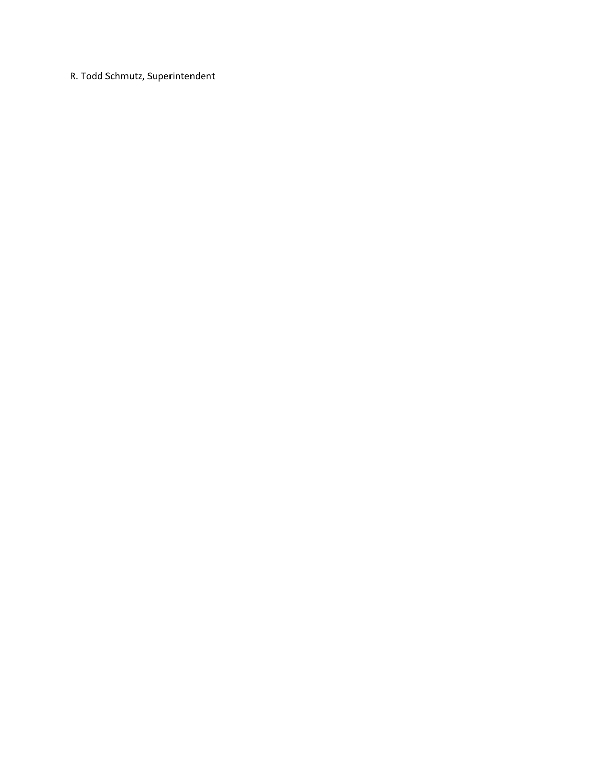R. Todd Schmutz, Superintendent